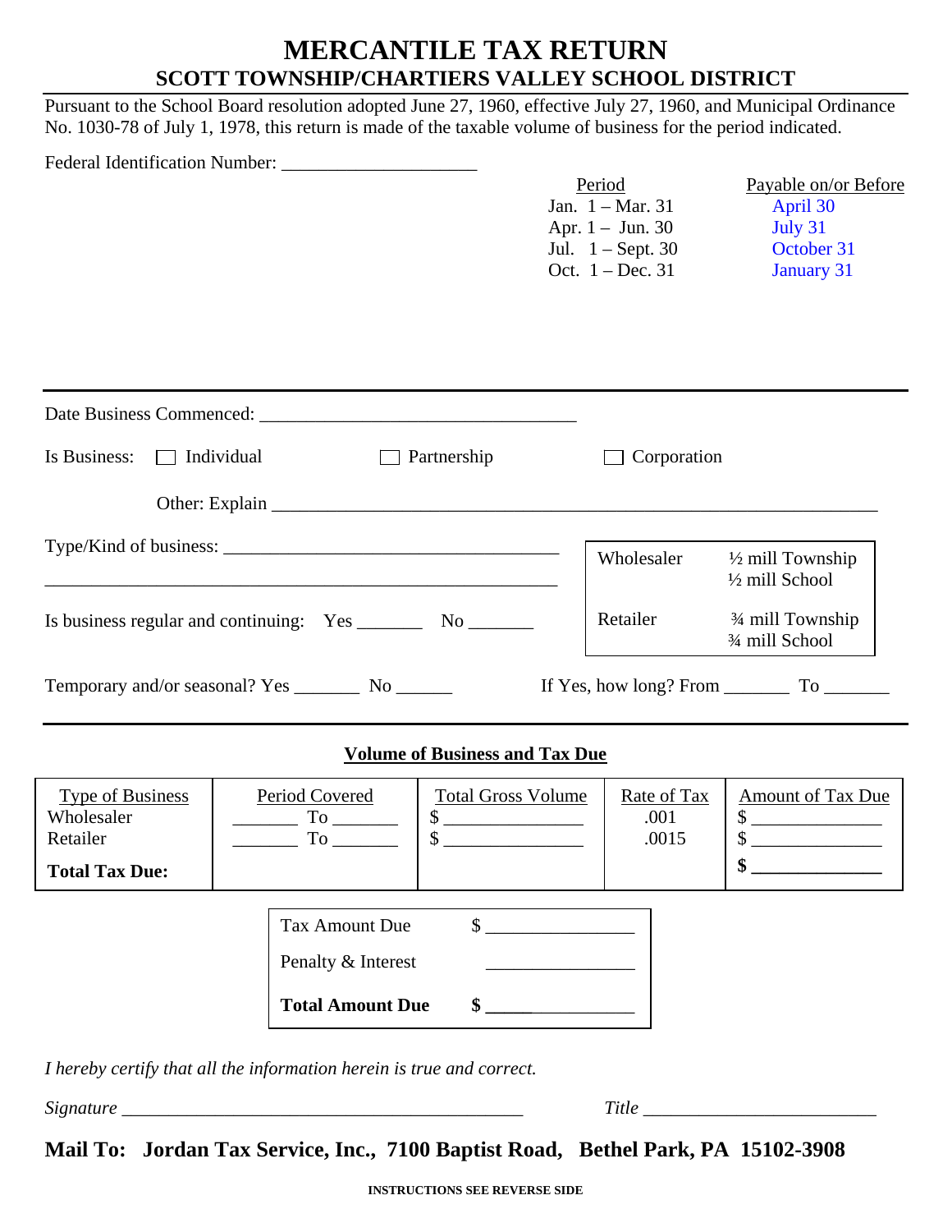# MERCANTILE TAX RETURN

## SCOTT TOWNSHIP/CHARTIERS VALLEY SCHOOL DISTRICT

Pursuant to the School Board resolution adopted June 27, 1960, effective July 27, 1960, and Municipal Ordinance No. 1030-78 of July 1, 1978, this return is made of the taxable volume of business for the period indicated.

Federal Identification Number: ____________________

| Period | Payable on/or Before |
|---|---|
| Jan. 1 – Mar. 31 | April 30 |
| Apr. 1 – Jun. 30 | July 31 |
| Jul. 1 – Sept. 30 | October 31 |
| Oct. 1 – Dec. 31 | January 31 |

---

Date Business Commenced: ________________________________

Is Business: ☐ Individual ☐ Partnership ☐ Corporation

Other: Explain ____________________________________________________________

Type/Kind of business: ___________________________________

___________________________________________________

| | |
|---|---|
| Wholesaler | ½ mill Township<br>½ mill School |
| Retailer | ¾ mill Township<br>¾ mill School |

Is business regular and continuing: Yes _______ No _______

Temporary and/or seasonal? Yes _______ No ______ If Yes, how long? From _______ To _______

---

**Volume of Business and Tax Due**

| Type of Business | Period Covered | Total Gross Volume | Rate of Tax | Amount of Tax Due |
|---|---|---|---|---|
| Wholesaler | _______ To _______ | $ _______________ | .001 | $ ______________ |
| Retailer | _______ To _______ | $ _______________ | .0015 | $ ______________ |
| **Total Tax Due:** | | | | **$ ______________** |

| | |
|---|---|
| Tax Amount Due | $ ________________ |
| Penalty & Interest | ________________ |
| **Total Amount Due** | **$ ________________** |

*I hereby certify that all the information herein is true and correct.*

*Signature* ____________________________________________ *Title* _________________________

**Mail To: Jordan Tax Service, Inc., 7100 Baptist Road, Bethel Park, PA 15102-3908**

**INSTRUCTIONS SEE REVERSE SIDE**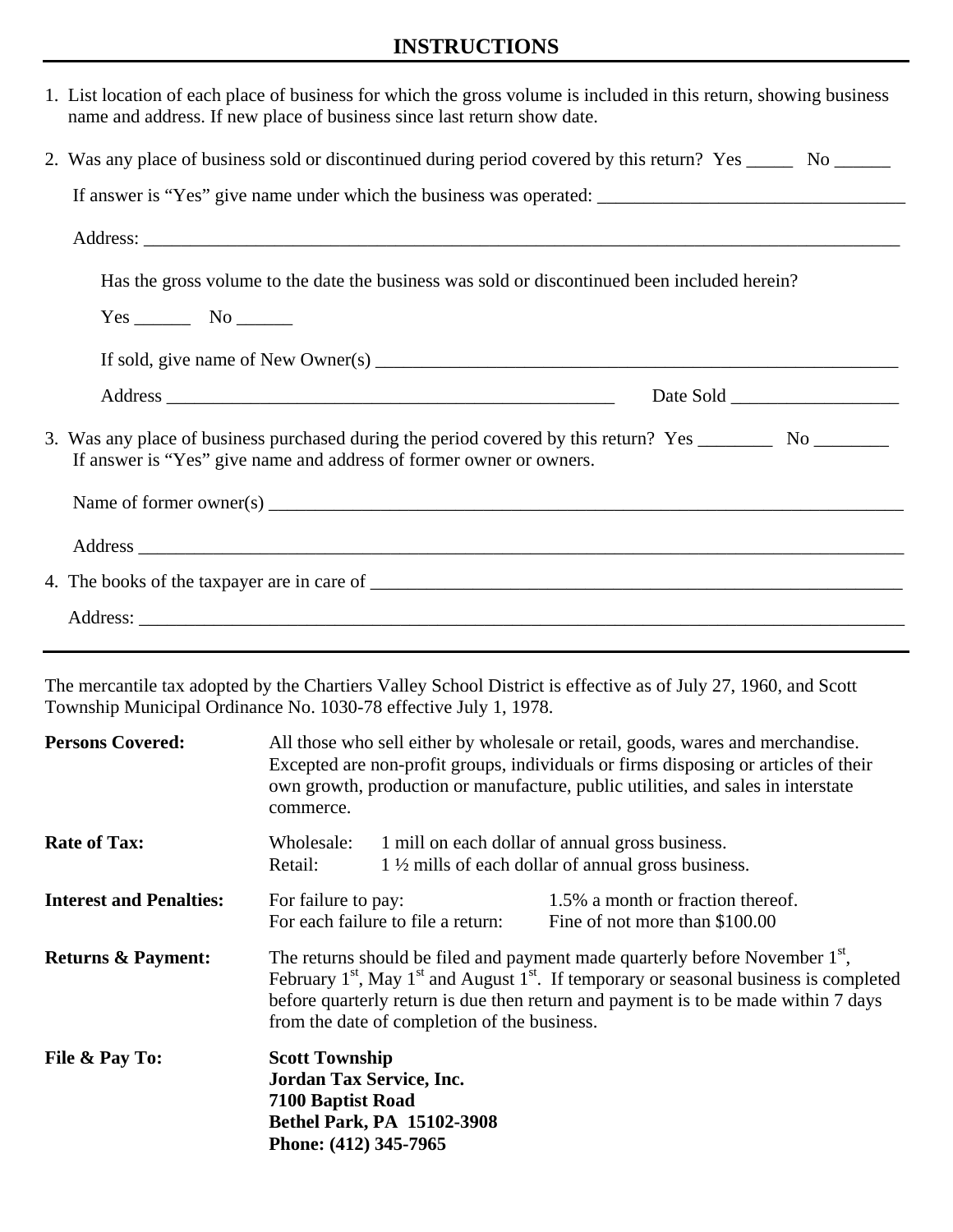# INSTRUCTIONS

1. List location of each place of business for which the gross volume is included in this return, showing business name and address. If new place of business since last return show date.

2. Was any place of business sold or discontinued during period covered by this return? Yes _____ No ______

   If answer is "Yes" give name under which the business was operated: _________________________________

   Address: _________________________________________________________________________________

   Has the gross volume to the date the business was sold or discontinued been included herein?

   Yes ______ No ______

   If sold, give name of New Owner(s) ___________________________________________________________

   Address _________________________________________________ Date Sold __________________

3. Was any place of business purchased during the period covered by this return? Yes ________ No ________
   If answer is "Yes" give name and address of former owner or owners.

   Name of former owner(s) _____________________________________________________________________

   Address _________________________________________________________________________________

4. The books of the taxpayer are in care of _____________________________________________________________

   Address: ________________________________________________________________________________

---

The mercantile tax adopted by the Chartiers Valley School District is effective as of July 27, 1960, and Scott Township Municipal Ordinance No. 1030-78 effective July 1, 1978.

**Persons Covered:** All those who sell either by wholesale or retail, goods, wares and merchandise. Excepted are non-profit groups, individuals or firms disposing or articles of their own growth, production or manufacture, public utilities, and sales in interstate commerce.

**Rate of Tax:**
Wholesale: 1 mill on each dollar of annual gross business.
Retail: 1 ½ mills of each dollar of annual gross business.

**Interest and Penalties:**
For failure to pay: 1.5% a month or fraction thereof.
For each failure to file a return: Fine of not more than $100.00

**Returns & Payment:** The returns should be filed and payment made quarterly before November 1st, February 1st, May 1st and August 1st. If temporary or seasonal business is completed before quarterly return is due then return and payment is to be made within 7 days from the date of completion of the business.

**File & Pay To:**
**Scott Township**
**Jordan Tax Service, Inc.**
**7100 Baptist Road**
**Bethel Park, PA 15102-3908**
**Phone: (412) 345-7965**